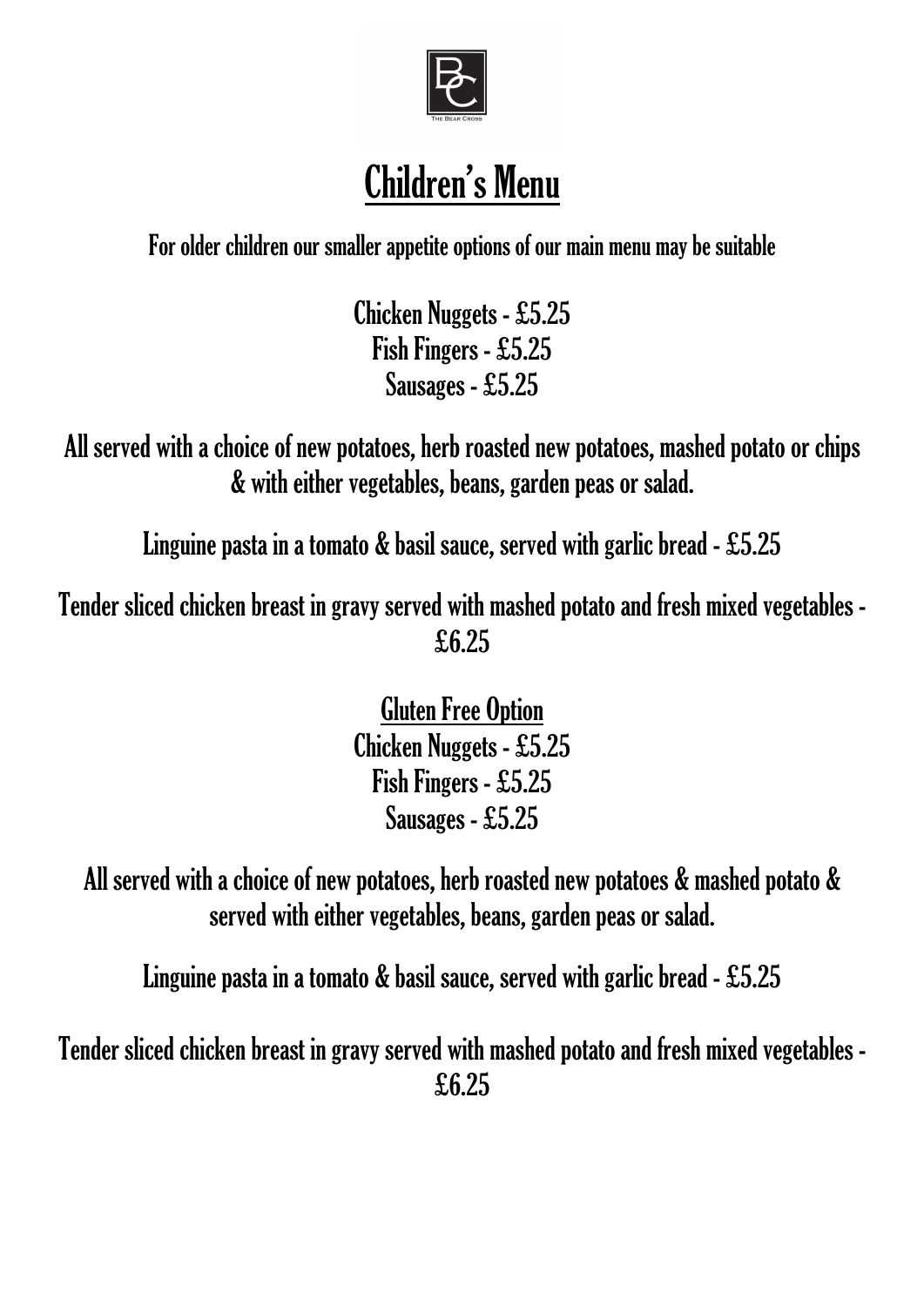# Children's Menu

For older children our smaller appetite options of our main menu may be suitable

Chicken Nuggets - £5.25
Fish Fingers - £5.25
Sausages - £5.25

All served with a choice of new potatoes, herb roasted new potatoes, mashed potato or chips & with either vegetables, beans, garden peas or salad.

Linguine pasta in a tomato & basil sauce, served with garlic bread - £5.25

Tender sliced chicken breast in gravy served with mashed potato and fresh mixed vegetables - £6.25

## Gluten Free Option

Chicken Nuggets - £5.25
Fish Fingers - £5.25
Sausages - £5.25

All served with a choice of new potatoes, herb roasted new potatoes & mashed potato & served with either vegetables, beans, garden peas or salad.

Linguine pasta in a tomato & basil sauce, served with garlic bread - £5.25

Tender sliced chicken breast in gravy served with mashed potato and fresh mixed vegetables - £6.25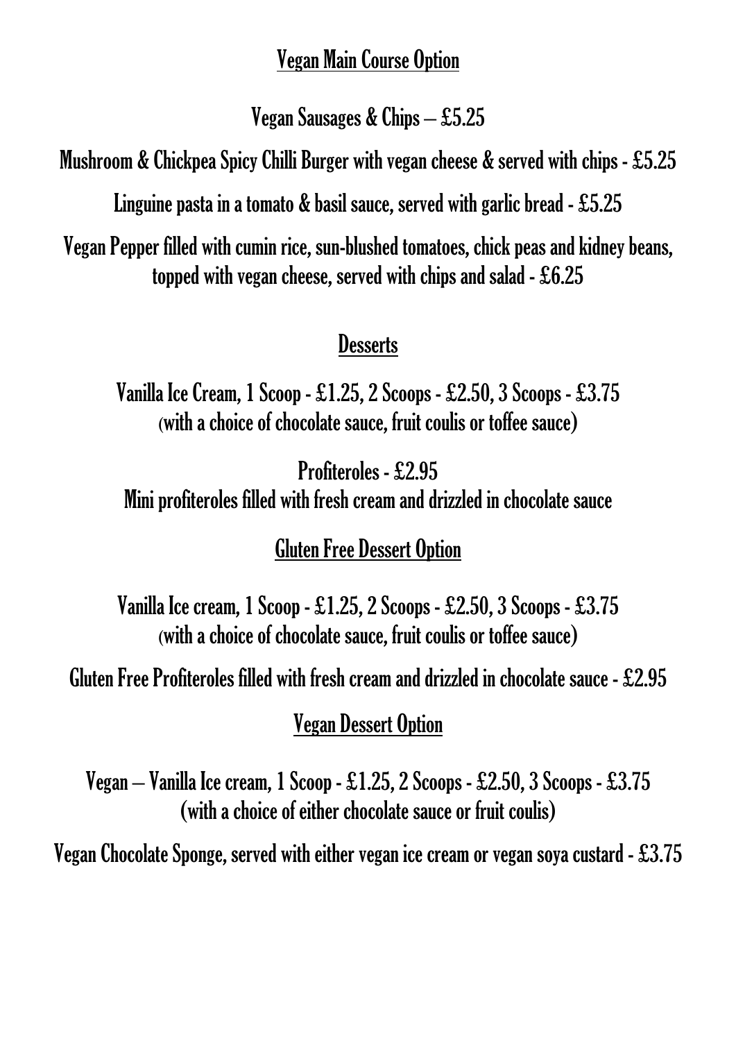## Vegan Main Course Option

Vegan Sausages & Chips – £5.25

Mushroom & Chickpea Spicy Chilli Burger with vegan cheese & served with chips - £5.25

Linguine pasta in a tomato & basil sauce, served with garlic bread - £5.25

Vegan Pepper filled with cumin rice, sun-blushed tomatoes, chick peas and kidney beans, topped with vegan cheese, served with chips and salad - £6.25

## Desserts

Vanilla Ice Cream, 1 Scoop - £1.25, 2 Scoops - £2.50, 3 Scoops - £3.75
(with a choice of chocolate sauce, fruit coulis or toffee sauce)

Profiteroles - £2.95
Mini profiteroles filled with fresh cream and drizzled in chocolate sauce

## Gluten Free Dessert Option

Vanilla Ice cream, 1 Scoop - £1.25, 2 Scoops - £2.50, 3 Scoops - £3.75
(with a choice of chocolate sauce, fruit coulis or toffee sauce)

Gluten Free Profiteroles filled with fresh cream and drizzled in chocolate sauce - £2.95

## Vegan Dessert Option

Vegan – Vanilla Ice cream, 1 Scoop - £1.25, 2 Scoops - £2.50, 3 Scoops - £3.75
(with a choice of either chocolate sauce or fruit coulis)

Vegan Chocolate Sponge, served with either vegan ice cream or vegan soya custard - £3.75